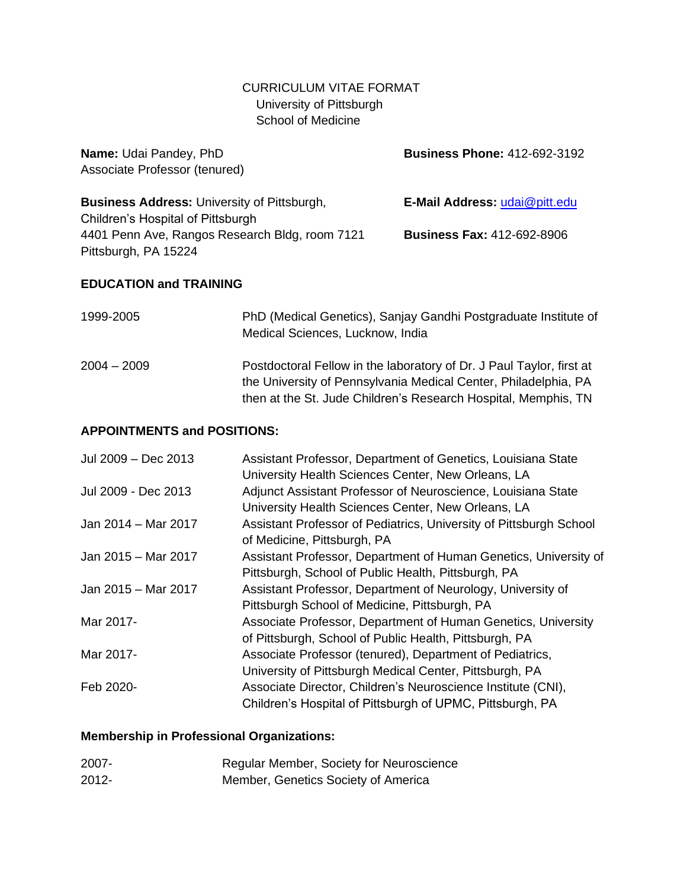CURRICULUM VITAE FORMAT
University of Pittsburgh
School of Medicine

**Name:** Udai Pandey, PhD
Associate Professor (tenured)

**Business Phone:** 412-692-3192

**Business Address:** University of Pittsburgh,
Children's Hospital of Pittsburgh
4401 Penn Ave, Rangos Research Bldg, room 7121
Pittsburgh, PA 15224

**E-Mail Address:** udai@pitt.edu

**Business Fax:** 412-692-8906

## EDUCATION and TRAINING

| | |
|---|---|
| 1999-2005 | PhD (Medical Genetics), Sanjay Gandhi Postgraduate Institute of Medical Sciences, Lucknow, India |
| 2004 – 2009 | Postdoctoral Fellow in the laboratory of Dr. J Paul Taylor, first at the University of Pennsylvania Medical Center, Philadelphia, PA then at the St. Jude Children's Research Hospital, Memphis, TN |

## APPOINTMENTS and POSITIONS:

| | |
|---|---|
| Jul 2009 – Dec 2013 | Assistant Professor, Department of Genetics, Louisiana State University Health Sciences Center, New Orleans, LA |
| Jul 2009 - Dec 2013 | Adjunct Assistant Professor of Neuroscience, Louisiana State University Health Sciences Center, New Orleans, LA |
| Jan 2014 – Mar 2017 | Assistant Professor of Pediatrics, University of Pittsburgh School of Medicine, Pittsburgh, PA |
| Jan 2015 – Mar 2017 | Assistant Professor, Department of Human Genetics, University of Pittsburgh, School of Public Health, Pittsburgh, PA |
| Jan 2015 – Mar 2017 | Assistant Professor, Department of Neurology, University of Pittsburgh School of Medicine, Pittsburgh, PA |
| Mar 2017- | Associate Professor, Department of Human Genetics, University of Pittsburgh, School of Public Health, Pittsburgh, PA |
| Mar 2017- | Associate Professor (tenured), Department of Pediatrics, University of Pittsburgh Medical Center, Pittsburgh, PA |
| Feb 2020- | Associate Director, Children's Neuroscience Institute (CNI), Children's Hospital of Pittsburgh of UPMC, Pittsburgh, PA |

## Membership in Professional Organizations:

| | |
|---|---|
| 2007- | Regular Member, Society for Neuroscience |
| 2012- | Member, Genetics Society of America |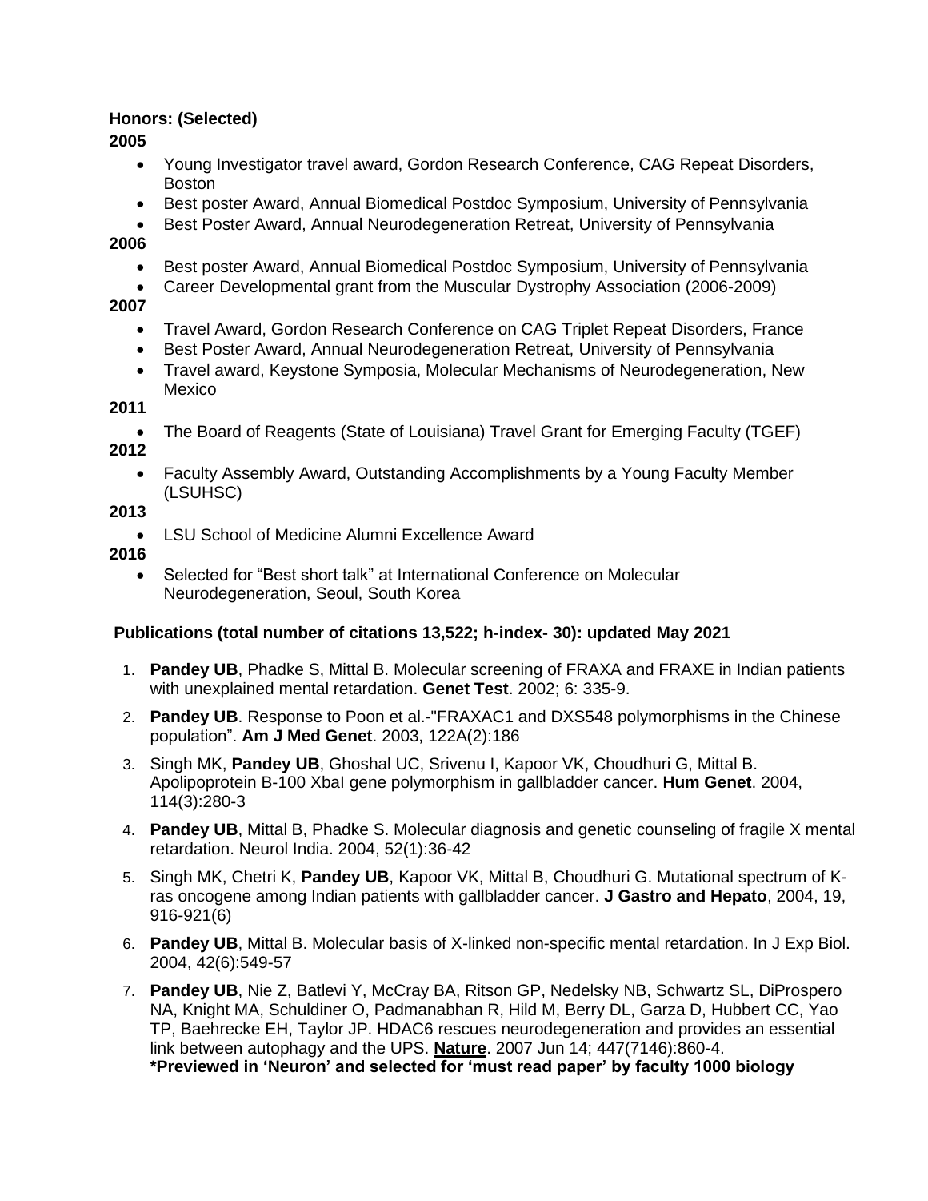**Honors: (Selected)**

**2005**

- Young Investigator travel award, Gordon Research Conference, CAG Repeat Disorders, Boston
- Best poster Award, Annual Biomedical Postdoc Symposium, University of Pennsylvania
- Best Poster Award, Annual Neurodegeneration Retreat, University of Pennsylvania

**2006**

- Best poster Award, Annual Biomedical Postdoc Symposium, University of Pennsylvania
- Career Developmental grant from the Muscular Dystrophy Association (2006-2009)

**2007**

- Travel Award, Gordon Research Conference on CAG Triplet Repeat Disorders, France
- Best Poster Award, Annual Neurodegeneration Retreat, University of Pennsylvania
- Travel award, Keystone Symposia, Molecular Mechanisms of Neurodegeneration, New Mexico

**2011**

- The Board of Reagents (State of Louisiana) Travel Grant for Emerging Faculty (TGEF)

**2012**

- Faculty Assembly Award, Outstanding Accomplishments by a Young Faculty Member (LSUHSC)

**2013**

- LSU School of Medicine Alumni Excellence Award

**2016**

- Selected for "Best short talk" at International Conference on Molecular Neurodegeneration, Seoul, South Korea

**Publications (total number of citations 13,522; h-index- 30): updated May 2021**

1. **Pandey UB**, Phadke S, Mittal B. Molecular screening of FRAXA and FRAXE in Indian patients with unexplained mental retardation. **Genet Test**. 2002; 6: 335-9.
2. **Pandey UB**. Response to Poon et al.-"FRAXAC1 and DXS548 polymorphisms in the Chinese population". **Am J Med Genet**. 2003, 122A(2):186
3. Singh MK, **Pandey UB**, Ghoshal UC, Srivenu I, Kapoor VK, Choudhuri G, Mittal B. Apolipoprotein B-100 XbaI gene polymorphism in gallbladder cancer. **Hum Genet**. 2004, 114(3):280-3
4. **Pandey UB**, Mittal B, Phadke S. Molecular diagnosis and genetic counseling of fragile X mental retardation. Neurol India. 2004, 52(1):36-42
5. Singh MK, Chetri K, **Pandey UB**, Kapoor VK, Mittal B, Choudhuri G. Mutational spectrum of K-ras oncogene among Indian patients with gallbladder cancer. **J Gastro and Hepato**, 2004, 19, 916-921(6)
6. **Pandey UB**, Mittal B. Molecular basis of X-linked non-specific mental retardation. In J Exp Biol. 2004, 42(6):549-57
7. **Pandey UB**, Nie Z, Batlevi Y, McCray BA, Ritson GP, Nedelsky NB, Schwartz SL, DiProspero NA, Knight MA, Schuldiner O, Padmanabhan R, Hild M, Berry DL, Garza D, Hubbert CC, Yao TP, Baehrecke EH, Taylor JP. HDAC6 rescues neurodegeneration and provides an essential link between autophagy and the UPS. **Nature**. 2007 Jun 14; 447(7146):860-4. **\*Previewed in 'Neuron' and selected for 'must read paper' by faculty 1000 biology**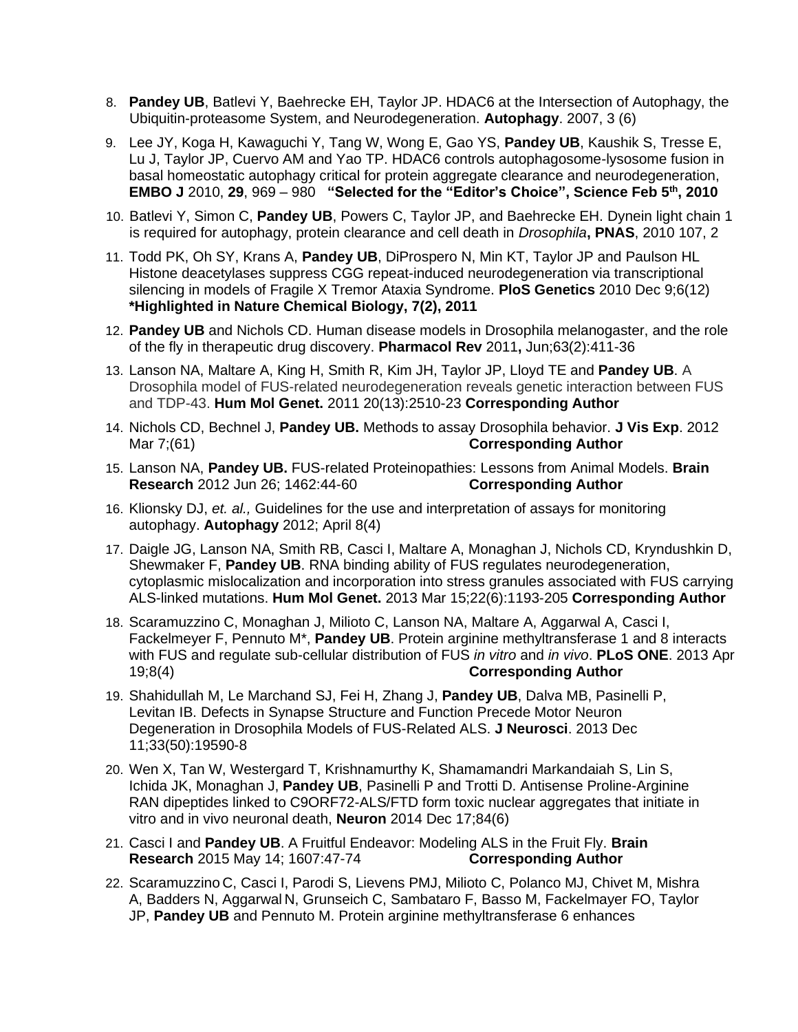8. **Pandey UB**, Batlevi Y, Baehrecke EH, Taylor JP. HDAC6 at the Intersection of Autophagy, the Ubiquitin-proteasome System, and Neurodegeneration. **Autophagy**. 2007, 3 (6)

9. Lee JY, Koga H, Kawaguchi Y, Tang W, Wong E, Gao YS, **Pandey UB**, Kaushik S, Tresse E, Lu J, Taylor JP, Cuervo AM and Yao TP. HDAC6 controls autophagosome-lysosome fusion in basal homeostatic autophagy critical for protein aggregate clearance and neurodegeneration, **EMBO J** 2010, **29**, 969 – 980 **"Selected for the "Editor's Choice", Science Feb 5th, 2010**

10. Batlevi Y, Simon C, **Pandey UB**, Powers C, Taylor JP, and Baehrecke EH. Dynein light chain 1 is required for autophagy, protein clearance and cell death in *Drosophila*, **PNAS**, 2010 107, 2

11. Todd PK, Oh SY, Krans A, **Pandey UB**, DiProspero N, Min KT, Taylor JP and Paulson HL Histone deacetylases suppress CGG repeat-induced neurodegeneration via transcriptional silencing in models of Fragile X Tremor Ataxia Syndrome. **PloS Genetics** 2010 Dec 9;6(12) **\*Highlighted in Nature Chemical Biology, 7(2), 2011**

12. **Pandey UB** and Nichols CD. Human disease models in Drosophila melanogaster, and the role of the fly in therapeutic drug discovery. **Pharmacol Rev** 2011**,** Jun;63(2):411-36

13. Lanson NA, Maltare A, King H, Smith R, Kim JH, Taylor JP, Lloyd TE and **Pandey UB**. A Drosophila model of FUS-related neurodegeneration reveals genetic interaction between FUS and TDP-43. **Hum Mol Genet.** 2011 20(13):2510-23 **Corresponding Author**

14. Nichols CD, Bechnel J, **Pandey UB.** Methods to assay Drosophila behavior. **J Vis Exp**. 2012 Mar 7;(61) **Corresponding Author**

15. Lanson NA, **Pandey UB.** FUS-related Proteinopathies: Lessons from Animal Models. **Brain Research** 2012 Jun 26; 1462:44-60 **Corresponding Author**

16. Klionsky DJ, *et. al.,* Guidelines for the use and interpretation of assays for monitoring autophagy. **Autophagy** 2012; April 8(4)

17. Daigle JG, Lanson NA, Smith RB, Casci I, Maltare A, Monaghan J, Nichols CD, Kryndushkin D, Shewmaker F, **Pandey UB**. RNA binding ability of FUS regulates neurodegeneration, cytoplasmic mislocalization and incorporation into stress granules associated with FUS carrying ALS-linked mutations. **Hum Mol Genet.** 2013 Mar 15;22(6):1193-205 **Corresponding Author**

18. Scaramuzzino C, Monaghan J, Milioto C, Lanson NA, Maltare A, Aggarwal A, Casci I, Fackelmeyer F, Pennuto M\*, **Pandey UB**. Protein arginine methyltransferase 1 and 8 interacts with FUS and regulate sub-cellular distribution of FUS *in vitro* and *in vivo*. **PLoS ONE**. 2013 Apr 19;8(4) **Corresponding Author**

19. Shahidullah M, Le Marchand SJ, Fei H, Zhang J, **Pandey UB**, Dalva MB, Pasinelli P, Levitan IB. Defects in Synapse Structure and Function Precede Motor Neuron Degeneration in Drosophila Models of FUS-Related ALS. **J Neurosci**. 2013 Dec 11;33(50):19590-8

20. Wen X, Tan W, Westergard T, Krishnamurthy K, Shamamandri Markandaiah S, Lin S, Ichida JK, Monaghan J, **Pandey UB**, Pasinelli P and Trotti D. Antisense Proline-Arginine RAN dipeptides linked to C9ORF72-ALS/FTD form toxic nuclear aggregates that initiate in vitro and in vivo neuronal death, **Neuron** 2014 Dec 17;84(6)

21. Casci I and **Pandey UB**. A Fruitful Endeavor: Modeling ALS in the Fruit Fly. **Brain Research** 2015 May 14; 1607:47-74 **Corresponding Author**

22. Scaramuzzino C, Casci I, Parodi S, Lievens PMJ, Milioto C, Polanco MJ, Chivet M, Mishra A, Badders N, Aggarwal N, Grunseich C, Sambataro F, Basso M, Fackelmayer FO, Taylor JP, **Pandey UB** and Pennuto M. Protein arginine methyltransferase 6 enhances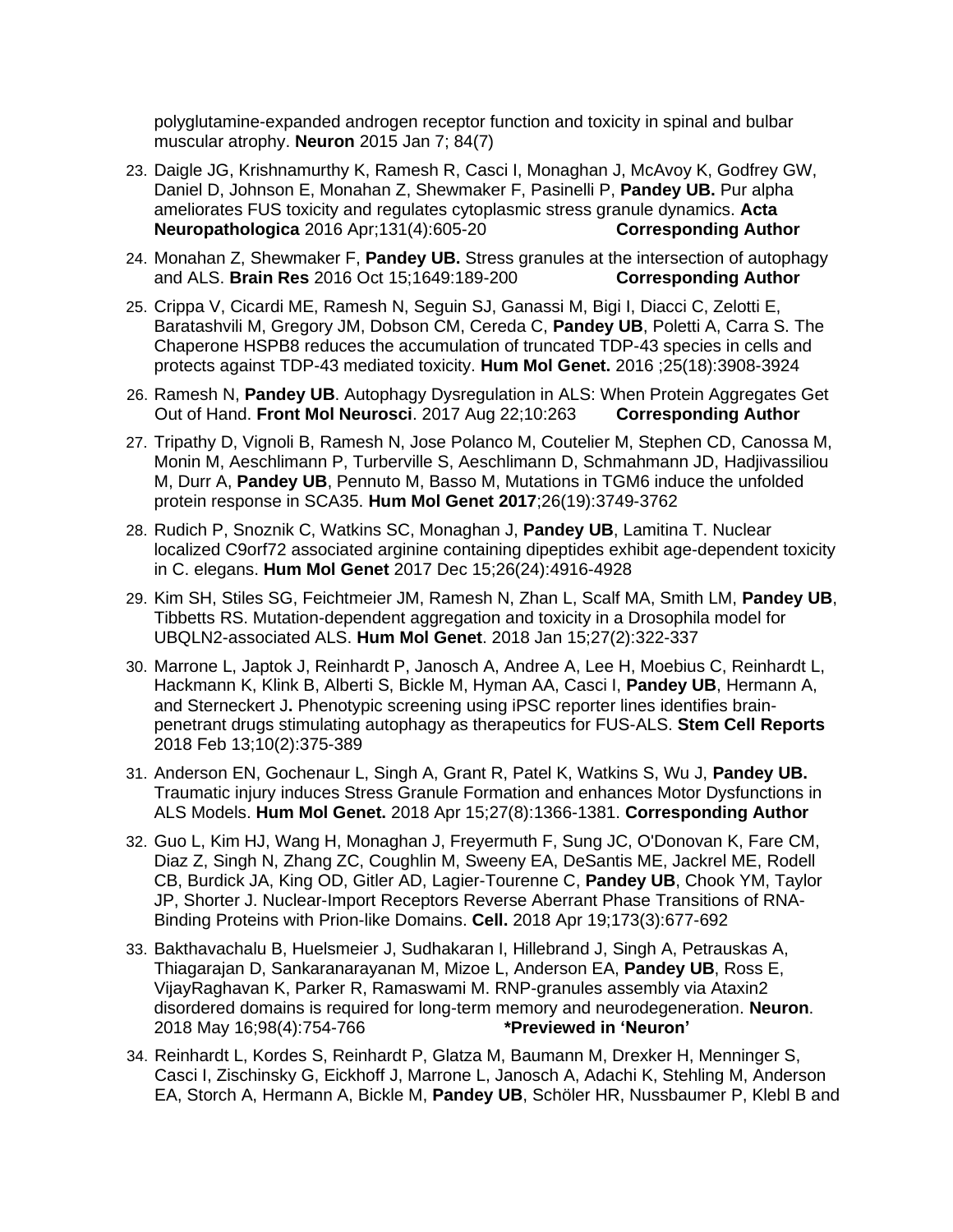polyglutamine-expanded androgen receptor function and toxicity in spinal and bulbar muscular atrophy. **Neuron** 2015 Jan 7; 84(7)

23. Daigle JG, Krishnamurthy K, Ramesh R, Casci I, Monaghan J, McAvoy K, Godfrey GW, Daniel D, Johnson E, Monahan Z, Shewmaker F, Pasinelli P, **Pandey UB.** Pur alpha ameliorates FUS toxicity and regulates cytoplasmic stress granule dynamics. **Acta Neuropathologica** 2016 Apr;131(4):605-20 **Corresponding Author**

24. Monahan Z, Shewmaker F, **Pandey UB.** Stress granules at the intersection of autophagy and ALS. **Brain Res** 2016 Oct 15;1649:189-200 **Corresponding Author**

25. Crippa V, Cicardi ME, Ramesh N, Seguin SJ, Ganassi M, Bigi I, Diacci C, Zelotti E, Baratashvili M, Gregory JM, Dobson CM, Cereda C, **Pandey UB**, Poletti A, Carra S. The Chaperone HSPB8 reduces the accumulation of truncated TDP-43 species in cells and protects against TDP-43 mediated toxicity. **Hum Mol Genet.** 2016 ;25(18):3908-3924

26. Ramesh N, **Pandey UB**. Autophagy Dysregulation in ALS: When Protein Aggregates Get Out of Hand. **Front Mol Neurosci**. 2017 Aug 22;10:263 **Corresponding Author**

27. Tripathy D, Vignoli B, Ramesh N, Jose Polanco M, Coutelier M, Stephen CD, Canossa M, Monin M, Aeschlimann P, Turberville S, Aeschlimann D, Schmahmann JD, Hadjivassiliou M, Durr A, **Pandey UB**, Pennuto M, Basso M, Mutations in TGM6 induce the unfolded protein response in SCA35. **Hum Mol Genet 2017**;26(19):3749-3762

28. Rudich P, Snoznik C, Watkins SC, Monaghan J, **Pandey UB**, Lamitina T. Nuclear localized C9orf72 associated arginine containing dipeptides exhibit age-dependent toxicity in C. elegans. **Hum Mol Genet** 2017 Dec 15;26(24):4916-4928

29. Kim SH, Stiles SG, Feichtmeier JM, Ramesh N, Zhan L, Scalf MA, Smith LM, **Pandey UB**, Tibbetts RS. Mutation-dependent aggregation and toxicity in a Drosophila model for UBQLN2-associated ALS. **Hum Mol Genet**. 2018 Jan 15;27(2):322-337

30. Marrone L, Japtok J, Reinhardt P, Janosch A, Andree A, Lee H, Moebius C, Reinhardt L, Hackmann K, Klink B, Alberti S, Bickle M, Hyman AA, Casci I, **Pandey UB**, Hermann A, and Sterneckert J**.** Phenotypic screening using iPSC reporter lines identifies brain-penetrant drugs stimulating autophagy as therapeutics for FUS-ALS. **Stem Cell Reports** 2018 Feb 13;10(2):375-389

31. Anderson EN, Gochenaur L, Singh A, Grant R, Patel K, Watkins S, Wu J, **Pandey UB.** Traumatic injury induces Stress Granule Formation and enhances Motor Dysfunctions in ALS Models. **Hum Mol Genet.** 2018 Apr 15;27(8):1366-1381. **Corresponding Author**

32. Guo L, Kim HJ, Wang H, Monaghan J, Freyermuth F, Sung JC, O'Donovan K, Fare CM, Diaz Z, Singh N, Zhang ZC, Coughlin M, Sweeny EA, DeSantis ME, Jackrel ME, Rodell CB, Burdick JA, King OD, Gitler AD, Lagier-Tourenne C, **Pandey UB**, Chook YM, Taylor JP, Shorter J. Nuclear-Import Receptors Reverse Aberrant Phase Transitions of RNA-Binding Proteins with Prion-like Domains. **Cell.** 2018 Apr 19;173(3):677-692

33. Bakthavachalu B, Huelsmeier J, Sudhakaran I, Hillebrand J, Singh A, Petrauskas A, Thiagarajan D, Sankaranarayanan M, Mizoe L, Anderson EA, **Pandey UB**, Ross E, VijayRaghavan K, Parker R, Ramaswami M. RNP-granules assembly via Ataxin2 disordered domains is required for long-term memory and neurodegeneration. **Neuron**. 2018 May 16;98(4):754-766 **\*Previewed in 'Neuron'**

34. Reinhardt L, Kordes S, Reinhardt P, Glatza M, Baumann M, Drexler H, Menninger S, Casci I, Zischinsky G, Eickhoff J, Marrone L, Janosch A, Adachi K, Stehling M, Anderson EA, Storch A, Hermann A, Bickle M, **Pandey UB**, Schöler HR, Nussbaumer P, Klebl B and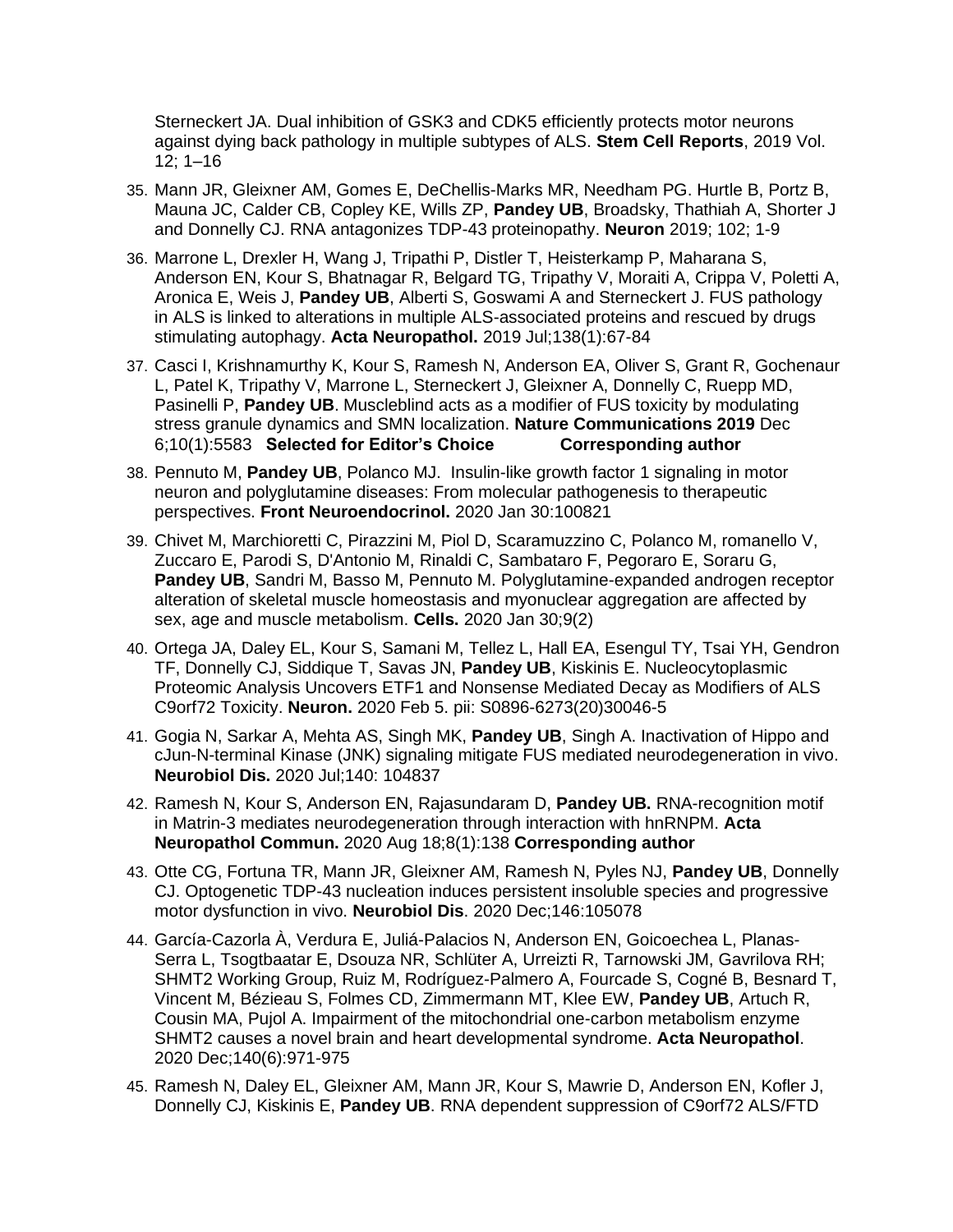Sterneckert JA. Dual inhibition of GSK3 and CDK5 efficiently protects motor neurons against dying back pathology in multiple subtypes of ALS. **Stem Cell Reports**, 2019 Vol. 12; 1–16

35. Mann JR, Gleixner AM, Gomes E, DeChellis-Marks MR, Needham PG. Hurtle B, Portz B, Mauna JC, Calder CB, Copley KE, Wills ZP, **Pandey UB**, Broadsky, Thathiah A, Shorter J and Donnelly CJ. RNA antagonizes TDP-43 proteinopathy. **Neuron** 2019; 102; 1-9

36. Marrone L, Drexler H, Wang J, Tripathi P, Distler T, Heisterkamp P, Maharana S, Anderson EN, Kour S, Bhatnagar R, Belgard TG, Tripathy V, Moraiti A, Crippa V, Poletti A, Aronica E, Weis J, **Pandey UB**, Alberti S, Goswami A and Sterneckert J. FUS pathology in ALS is linked to alterations in multiple ALS-associated proteins and rescued by drugs stimulating autophagy. **Acta Neuropathol.** 2019 Jul;138(1):67-84

37. Casci I, Krishnamurthy K, Kour S, Ramesh N, Anderson EA, Oliver S, Grant R, Gochenaur L, Patel K, Tripathy V, Marrone L, Sterneckert J, Gleixner A, Donnelly C, Ruepp MD, Pasinelli P, **Pandey UB**. Muscleblind acts as a modifier of FUS toxicity by modulating stress granule dynamics and SMN localization. **Nature Communications 2019** Dec 6;10(1):5583 **Selected for Editor's Choice** **Corresponding author**

38. Pennuto M, **Pandey UB**, Polanco MJ. Insulin-like growth factor 1 signaling in motor neuron and polyglutamine diseases: From molecular pathogenesis to therapeutic perspectives. **Front Neuroendocrinol.** 2020 Jan 30:100821

39. Chivet M, Marchioretti C, Pirazzini M, Piol D, Scaramuzzino C, Polanco M, romanello V, Zuccaro E, Parodi S, D'Antonio M, Rinaldi C, Sambataro F, Pegoraro E, Soraru G, **Pandey UB**, Sandri M, Basso M, Pennuto M. Polyglutamine-expanded androgen receptor alteration of skeletal muscle homeostasis and myonuclear aggregation are affected by sex, age and muscle metabolism. **Cells.** 2020 Jan 30;9(2)

40. Ortega JA, Daley EL, Kour S, Samani M, Tellez L, Hall EA, Esengul TY, Tsai YH, Gendron TF, Donnelly CJ, Siddique T, Savas JN, **Pandey UB**, Kiskinis E. Nucleocytoplasmic Proteomic Analysis Uncovers ETF1 and Nonsense Mediated Decay as Modifiers of ALS C9orf72 Toxicity. **Neuron.** 2020 Feb 5. pii: S0896-6273(20)30046-5

41. Gogia N, Sarkar A, Mehta AS, Singh MK, **Pandey UB**, Singh A. Inactivation of Hippo and cJun-N-terminal Kinase (JNK) signaling mitigate FUS mediated neurodegeneration in vivo. **Neurobiol Dis.** 2020 Jul;140: 104837

42. Ramesh N, Kour S, Anderson EN, Rajasundaram D, **Pandey UB.** RNA-recognition motif in Matrin-3 mediates neurodegeneration through interaction with hnRNPM. **Acta Neuropathol Commun.** 2020 Aug 18;8(1):138 **Corresponding author**

43. Otte CG, Fortuna TR, Mann JR, Gleixner AM, Ramesh N, Pyles NJ, **Pandey UB**, Donnelly CJ. Optogenetic TDP-43 nucleation induces persistent insoluble species and progressive motor dysfunction in vivo. **Neurobiol Dis**. 2020 Dec;146:105078

44. García-Cazorla À, Verdura E, Juliá-Palacios N, Anderson EN, Goicoechea L, Planas-Serra L, Tsogtbaatar E, Dsouza NR, Schlüter A, Urreizti R, Tarnowski JM, Gavrilova RH; SHMT2 Working Group, Ruiz M, Rodríguez-Palmero A, Fourcade S, Cogné B, Besnard T, Vincent M, Bézieau S, Folmes CD, Zimmermann MT, Klee EW, **Pandey UB**, Artuch R, Cousin MA, Pujol A. Impairment of the mitochondrial one-carbon metabolism enzyme SHMT2 causes a novel brain and heart developmental syndrome. **Acta Neuropathol**. 2020 Dec;140(6):971-975

45. Ramesh N, Daley EL, Gleixner AM, Mann JR, Kour S, Mawrie D, Anderson EN, Kofler J, Donnelly CJ, Kiskinis E, **Pandey UB**. RNA dependent suppression of C9orf72 ALS/FTD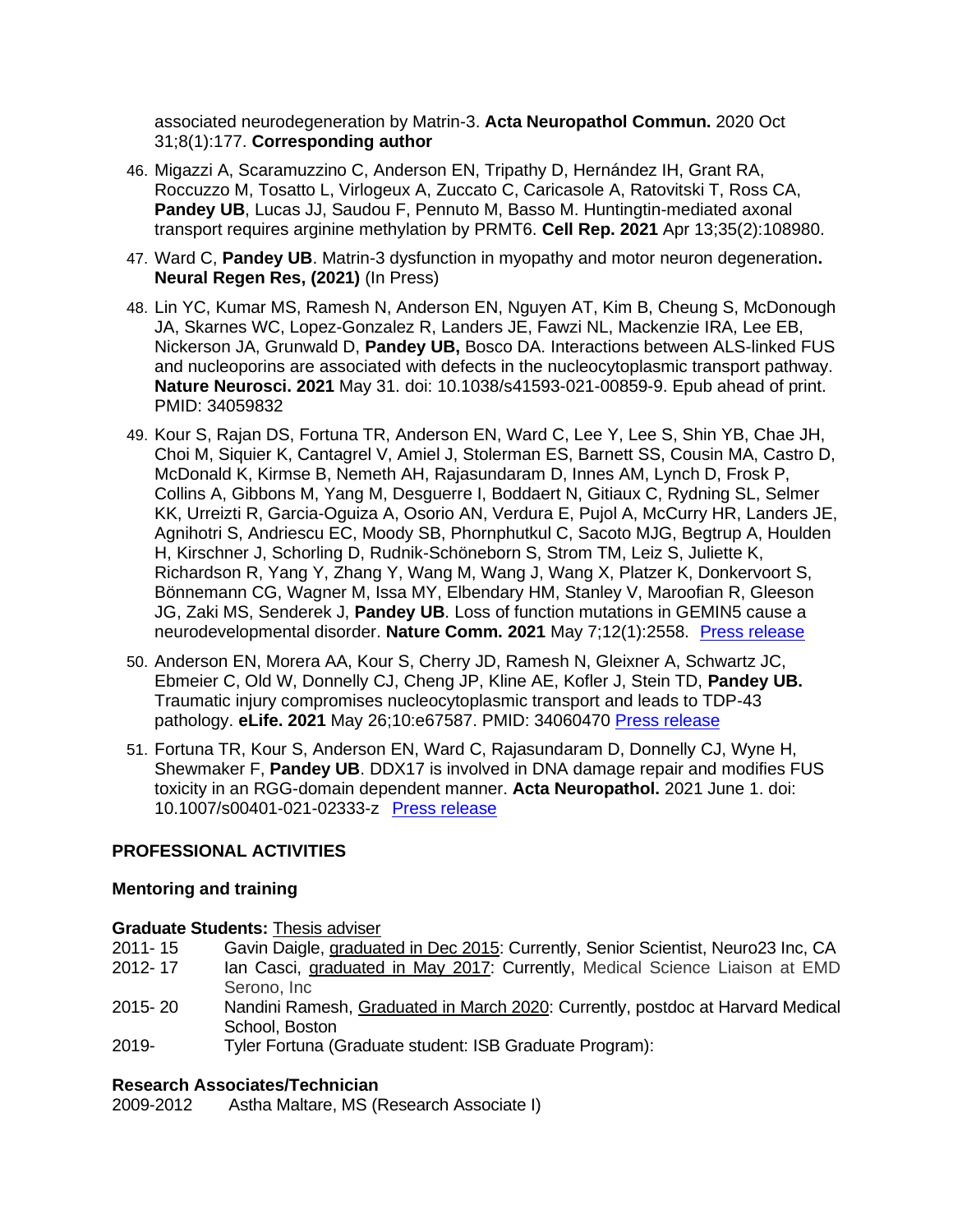associated neurodegeneration by Matrin-3. **Acta Neuropathol Commun.** 2020 Oct 31;8(1):177. **Corresponding author**

46. Migazzi A, Scaramuzzino C, Anderson EN, Tripathy D, Hernández IH, Grant RA, Roccuzzo M, Tosatto L, Virlogeux A, Zuccato C, Caricasole A, Ratovitski T, Ross CA, **Pandey UB**, Lucas JJ, Saudou F, Pennuto M, Basso M. Huntingtin-mediated axonal transport requires arginine methylation by PRMT6. **Cell Rep. 2021** Apr 13;35(2):108980.

47. Ward C, **Pandey UB**. Matrin-3 dysfunction in myopathy and motor neuron degeneration**. Neural Regen Res, (2021)** (In Press)

48. Lin YC, Kumar MS, Ramesh N, Anderson EN, Nguyen AT, Kim B, Cheung S, McDonough JA, Skarnes WC, Lopez-Gonzalez R, Landers JE, Fawzi NL, Mackenzie IRA, Lee EB, Nickerson JA, Grunwald D, **Pandey UB,** Bosco DA. Interactions between ALS-linked FUS and nucleoporins are associated with defects in the nucleocytoplasmic transport pathway. **Nature Neurosci. 2021** May 31. doi: 10.1038/s41593-021-00859-9. Epub ahead of print. PMID: 34059832

49. Kour S, Rajan DS, Fortuna TR, Anderson EN, Ward C, Lee Y, Lee S, Shin YB, Chae JH, Choi M, Siquier K, Cantagrel V, Amiel J, Stolerman ES, Barnett SS, Cousin MA, Castro D, McDonald K, Kirmse B, Nemeth AH, Rajasundaram D, Innes AM, Lynch D, Frosk P, Collins A, Gibbons M, Yang M, Desguerre I, Boddaert N, Gitiaux C, Rydning SL, Selmer KK, Urreizti R, Garcia-Oguiza A, Osorio AN, Verdura E, Pujol A, McCurry HR, Landers JE, Agnihotri S, Andriescu EC, Moody SB, Phornphutkul C, Sacoto MJG, Begtrup A, Houlden H, Kirschner J, Schorling D, Rudnik-Schöneborn S, Strom TM, Leiz S, Juliette K, Richardson R, Yang Y, Zhang Y, Wang M, Wang J, Wang X, Platzer K, Donkervoort S, Bönnemann CG, Wagner M, Issa MY, Elbendary HM, Stanley V, Maroofian R, Gleeson JG, Zaki MS, Senderek J, **Pandey UB**. Loss of function mutations in GEMIN5 cause a neurodevelopmental disorder. **Nature Comm. 2021** May 7;12(1):2558. Press release

50. Anderson EN, Morera AA, Kour S, Cherry JD, Ramesh N, Gleixner A, Schwartz JC, Ebmeier C, Old W, Donnelly CJ, Cheng JP, Kline AE, Kofler J, Stein TD, **Pandey UB.** Traumatic injury compromises nucleocytoplasmic transport and leads to TDP-43 pathology. **eLife. 2021** May 26;10:e67587. PMID: 34060470 Press release

51. Fortuna TR, Kour S, Anderson EN, Ward C, Rajasundaram D, Donnelly CJ, Wyne H, Shewmaker F, **Pandey UB**. DDX17 is involved in DNA damage repair and modifies FUS toxicity in an RGG-domain dependent manner. **Acta Neuropathol.** 2021 June 1. doi: 10.1007/s00401-021-02333-z Press release

## PROFESSIONAL ACTIVITIES

### Mentoring and training

**Graduate Students:** Thesis adviser

2011- 15 Gavin Daigle, graduated in Dec 2015: Currently, Senior Scientist, Neuro23 Inc, CA

2012- 17 Ian Casci, graduated in May 2017: Currently, Medical Science Liaison at EMD Serono, Inc

2015- 20 Nandini Ramesh, Graduated in March 2020: Currently, postdoc at Harvard Medical School, Boston

2019- Tyler Fortuna (Graduate student: ISB Graduate Program):

**Research Associates/Technician**

2009-2012 Astha Maltare, MS (Research Associate I)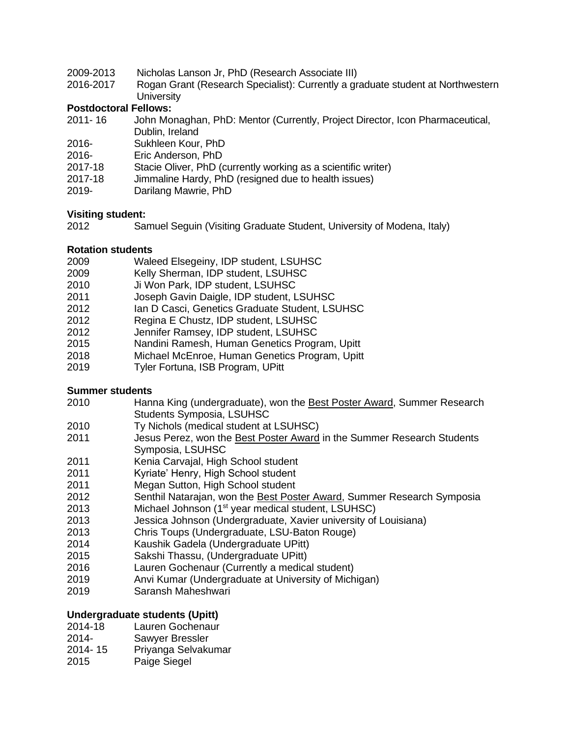2009-2013 Nicholas Lanson Jr, PhD (Research Associate III)
2016-2017 Rogan Grant (Research Specialist): Currently a graduate student at Northwestern University

**Postdoctoral Fellows:**

2011- 16 John Monaghan, PhD: Mentor (Currently, Project Director, Icon Pharmaceutical, Dublin, Ireland
2016- Sukhleen Kour, PhD
2016- Eric Anderson, PhD
2017-18 Stacie Oliver, PhD (currently working as a scientific writer)
2017-18 Jimmaline Hardy, PhD (resigned due to health issues)
2019- Darilang Mawrie, PhD

**Visiting student:**

2012 Samuel Seguin (Visiting Graduate Student, University of Modena, Italy)

**Rotation students**

2009 Waleed Elsegeiny, IDP student, LSUHSC
2009 Kelly Sherman, IDP student, LSUHSC
2010 Ji Won Park, IDP student, LSUHSC
2011 Joseph Gavin Daigle, IDP student, LSUHSC
2012 Ian D Casci, Genetics Graduate Student, LSUHSC
2012 Regina E Chustz, IDP student, LSUHSC
2012 Jennifer Ramsey, IDP student, LSUHSC
2015 Nandini Ramesh, Human Genetics Program, Upitt
2018 Michael McEnroe, Human Genetics Program, Upitt
2019 Tyler Fortuna, ISB Program, UPitt

**Summer students**

2010 Hanna King (undergraduate), won the Best Poster Award, Summer Research Students Symposia, LSUHSC
2010 Ty Nichols (medical student at LSUHSC)
2011 Jesus Perez, won the Best Poster Award in the Summer Research Students Symposia, LSUHSC
2011 Kenia Carvajal, High School student
2011 Kyriate' Henry, High School student
2011 Megan Sutton, High School student
2012 Senthil Natarajan, won the Best Poster Award, Summer Research Symposia
2013 Michael Johnson (1st year medical student, LSUHSC)
2013 Jessica Johnson (Undergraduate, Xavier university of Louisiana)
2013 Chris Toups (Undergraduate, LSU-Baton Rouge)
2014 Kaushik Gadela (Undergraduate UPitt)
2015 Sakshi Thassu, (Undergraduate UPitt)
2016 Lauren Gochenaur (Currently a medical student)
2019 Anvi Kumar (Undergraduate at University of Michigan)
2019 Saransh Maheshwari

**Undergraduate students (Upitt)**

2014-18 Lauren Gochenaur
2014- Sawyer Bressler
2014- 15 Priyanga Selvakumar
2015 Paige Siegel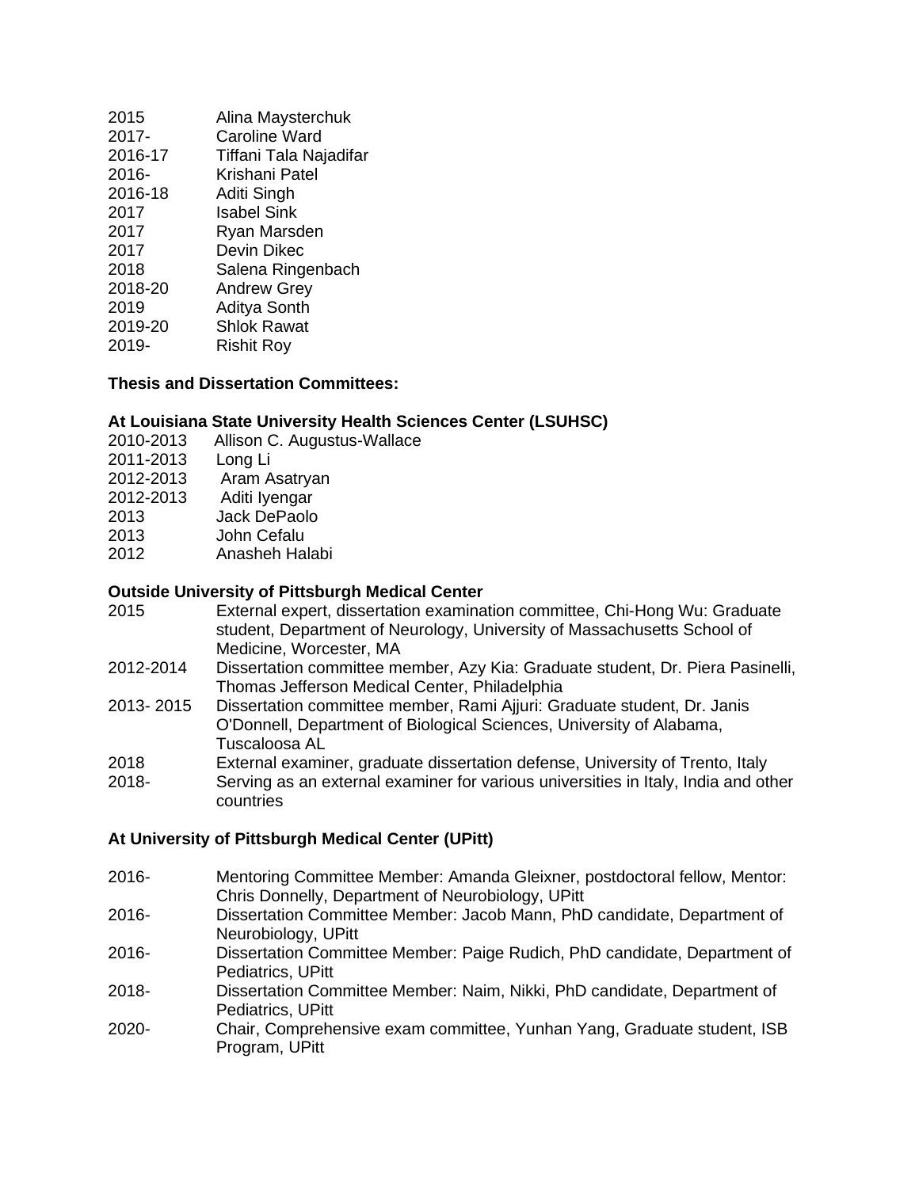2015 Alina Maysterchuk
2017- Caroline Ward
2016-17 Tiffani Tala Najadifar
2016- Krishani Patel
2016-18 Aditi Singh
2017 Isabel Sink
2017 Ryan Marsden
2017 Devin Dikec
2018 Salena Ringenbach
2018-20 Andrew Grey
2019 Aditya Sonth
2019-20 Shlok Rawat
2019- Rishit Roy

**Thesis and Dissertation Committees:**

**At Louisiana State University Health Sciences Center (LSUHSC)**

2010-2013 Allison C. Augustus-Wallace
2011-2013 Long Li
2012-2013 Aram Asatryan
2012-2013 Aditi Iyengar
2013 Jack DePaolo
2013 John Cefalu
2012 Anasheh Halabi

**Outside University of Pittsburgh Medical Center**

2015 External expert, dissertation examination committee, Chi-Hong Wu: Graduate student, Department of Neurology, University of Massachusetts School of Medicine, Worcester, MA
2012-2014 Dissertation committee member, Azy Kia: Graduate student, Dr. Piera Pasinelli, Thomas Jefferson Medical Center, Philadelphia
2013- 2015 Dissertation committee member, Rami Ajjuri: Graduate student, Dr. Janis O'Donnell, Department of Biological Sciences, University of Alabama, Tuscaloosa AL
2018 External examiner, graduate dissertation defense, University of Trento, Italy
2018- Serving as an external examiner for various universities in Italy, India and other countries

**At University of Pittsburgh Medical Center (UPitt)**

2016- Mentoring Committee Member: Amanda Gleixner, postdoctoral fellow, Mentor: Chris Donnelly, Department of Neurobiology, UPitt
2016- Dissertation Committee Member: Jacob Mann, PhD candidate, Department of Neurobiology, UPitt
2016- Dissertation Committee Member: Paige Rudich, PhD candidate, Department of Pediatrics, UPitt
2018- Dissertation Committee Member: Naim, Nikki, PhD candidate, Department of Pediatrics, UPitt
2020- Chair, Comprehensive exam committee, Yunhan Yang, Graduate student, ISB Program, UPitt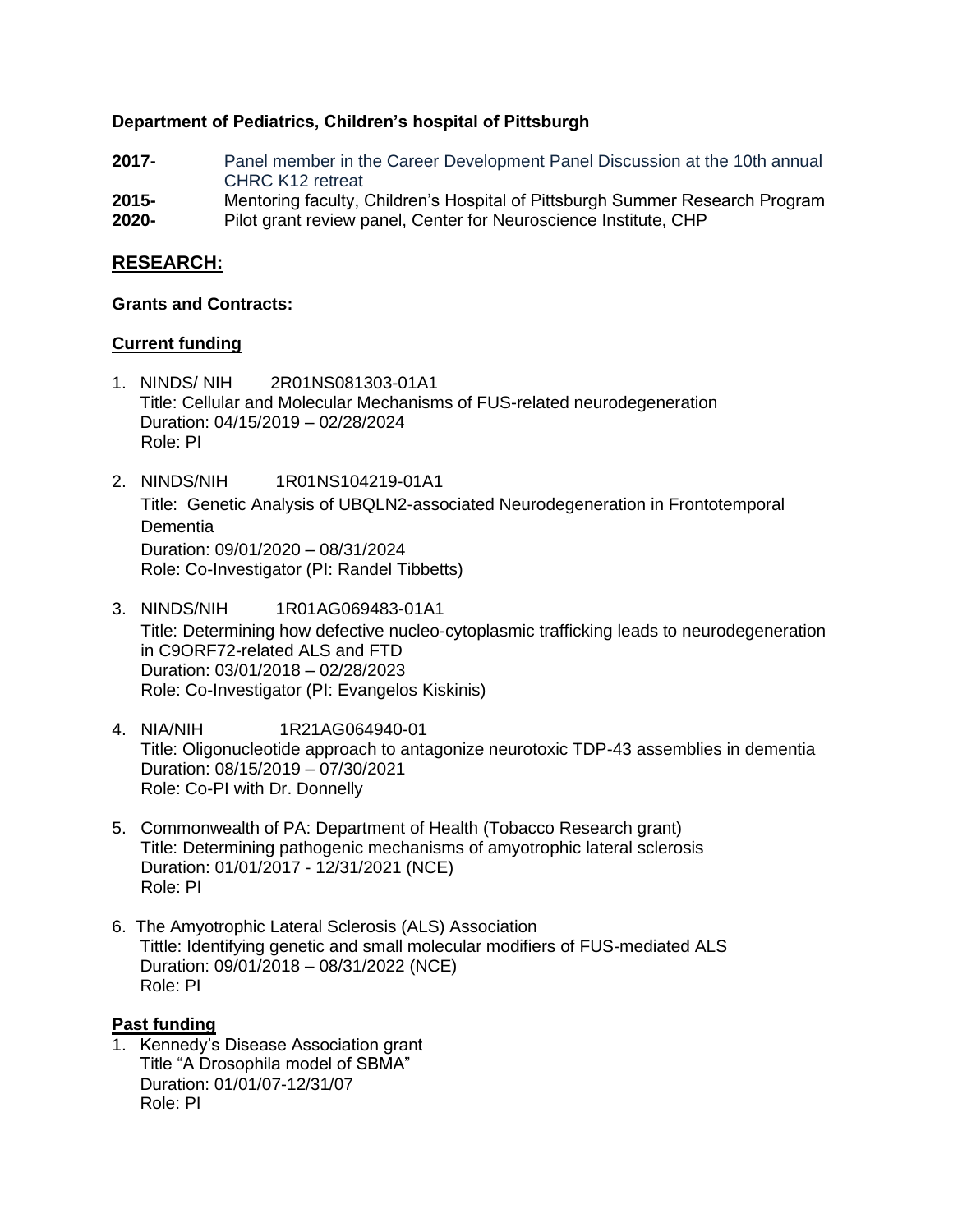**Department of Pediatrics, Children's hospital of Pittsburgh**

**2017-** Panel member in the Career Development Panel Discussion at the 10th annual CHRC K12 retreat

**2015-** Mentoring faculty, Children's Hospital of Pittsburgh Summer Research Program

**2020-** Pilot grant review panel, Center for Neuroscience Institute, CHP

## RESEARCH:

**Grants and Contracts:**

### Current funding

1. NINDS/ NIH 2R01NS081303-01A1
   Title: Cellular and Molecular Mechanisms of FUS-related neurodegeneration
   Duration: 04/15/2019 – 02/28/2024
   Role: PI

2. NINDS/NIH 1R01NS104219-01A1
   Title: Genetic Analysis of UBQLN2-associated Neurodegeneration in Frontotemporal Dementia
   Duration: 09/01/2020 – 08/31/2024
   Role: Co-Investigator (PI: Randel Tibbetts)

3. NINDS/NIH 1R01AG069483-01A1
   Title: Determining how defective nucleo-cytoplasmic trafficking leads to neurodegeneration in C9ORF72-related ALS and FTD
   Duration: 03/01/2018 – 02/28/2023
   Role: Co-Investigator (PI: Evangelos Kiskinis)

4. NIA/NIH 1R21AG064940-01
   Title: Oligonucleotide approach to antagonize neurotoxic TDP-43 assemblies in dementia
   Duration: 08/15/2019 – 07/30/2021
   Role: Co-PI with Dr. Donnelly

5. Commonwealth of PA: Department of Health (Tobacco Research grant)
   Title: Determining pathogenic mechanisms of amyotrophic lateral sclerosis
   Duration: 01/01/2017 - 12/31/2021 (NCE)
   Role: PI

6. The Amyotrophic Lateral Sclerosis (ALS) Association
   Tittle: Identifying genetic and small molecular modifiers of FUS-mediated ALS
   Duration: 09/01/2018 – 08/31/2022 (NCE)
   Role: PI

### Past funding

1. Kennedy's Disease Association grant
   Title "A Drosophila model of SBMA"
   Duration: 01/01/07-12/31/07
   Role: PI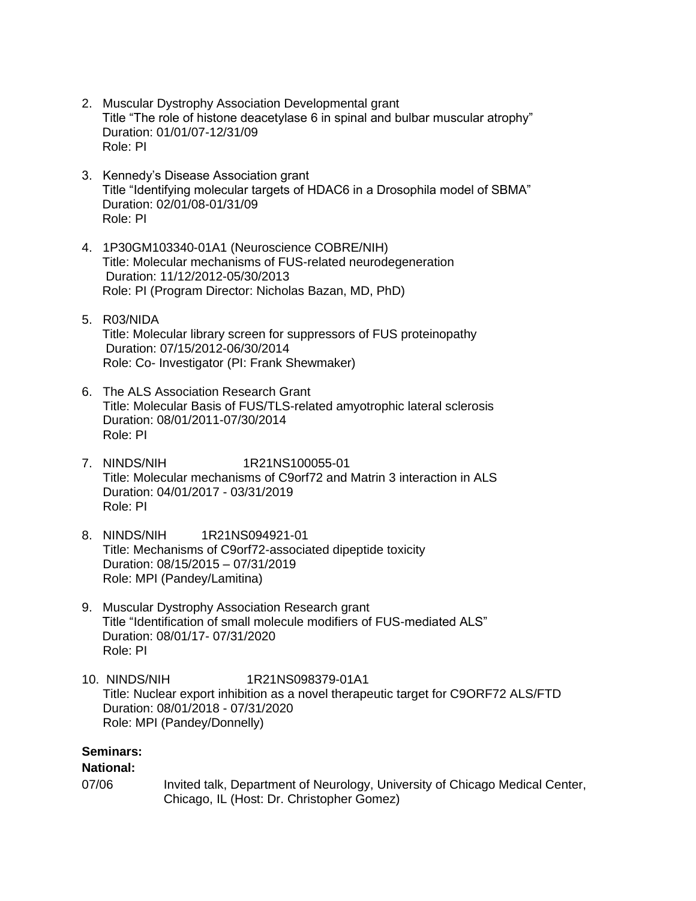2. Muscular Dystrophy Association Developmental grant
   Title "The role of histone deacetylase 6 in spinal and bulbar muscular atrophy"
   Duration: 01/01/07-12/31/09
   Role: PI

3. Kennedy's Disease Association grant
   Title "Identifying molecular targets of HDAC6 in a Drosophila model of SBMA"
   Duration: 02/01/08-01/31/09
   Role: PI

4. 1P30GM103340-01A1 (Neuroscience COBRE/NIH)
   Title: Molecular mechanisms of FUS-related neurodegeneration
   Duration: 11/12/2012-05/30/2013
   Role: PI (Program Director: Nicholas Bazan, MD, PhD)

5. R03/NIDA
   Title: Molecular library screen for suppressors of FUS proteinopathy
   Duration: 07/15/2012-06/30/2014
   Role: Co- Investigator (PI: Frank Shewmaker)

6. The ALS Association Research Grant
   Title: Molecular Basis of FUS/TLS-related amyotrophic lateral sclerosis
   Duration: 08/01/2011-07/30/2014
   Role: PI

7. NINDS/NIH 1R21NS100055-01
   Title: Molecular mechanisms of C9orf72 and Matrin 3 interaction in ALS
   Duration: 04/01/2017 - 03/31/2019
   Role: PI

8. NINDS/NIH 1R21NS094921-01
   Title: Mechanisms of C9orf72-associated dipeptide toxicity
   Duration: 08/15/2015 – 07/31/2019
   Role: MPI (Pandey/Lamitina)

9. Muscular Dystrophy Association Research grant
   Title "Identification of small molecule modifiers of FUS-mediated ALS"
   Duration: 08/01/17- 07/31/2020
   Role: PI

10. NINDS/NIH 1R21NS098379-01A1
    Title: Nuclear export inhibition as a novel therapeutic target for C9ORF72 ALS/FTD
    Duration: 08/01/2018 - 07/31/2020
    Role: MPI (Pandey/Donnelly)

**Seminars:**

**National:**

07/06 Invited talk, Department of Neurology, University of Chicago Medical Center, Chicago, IL (Host: Dr. Christopher Gomez)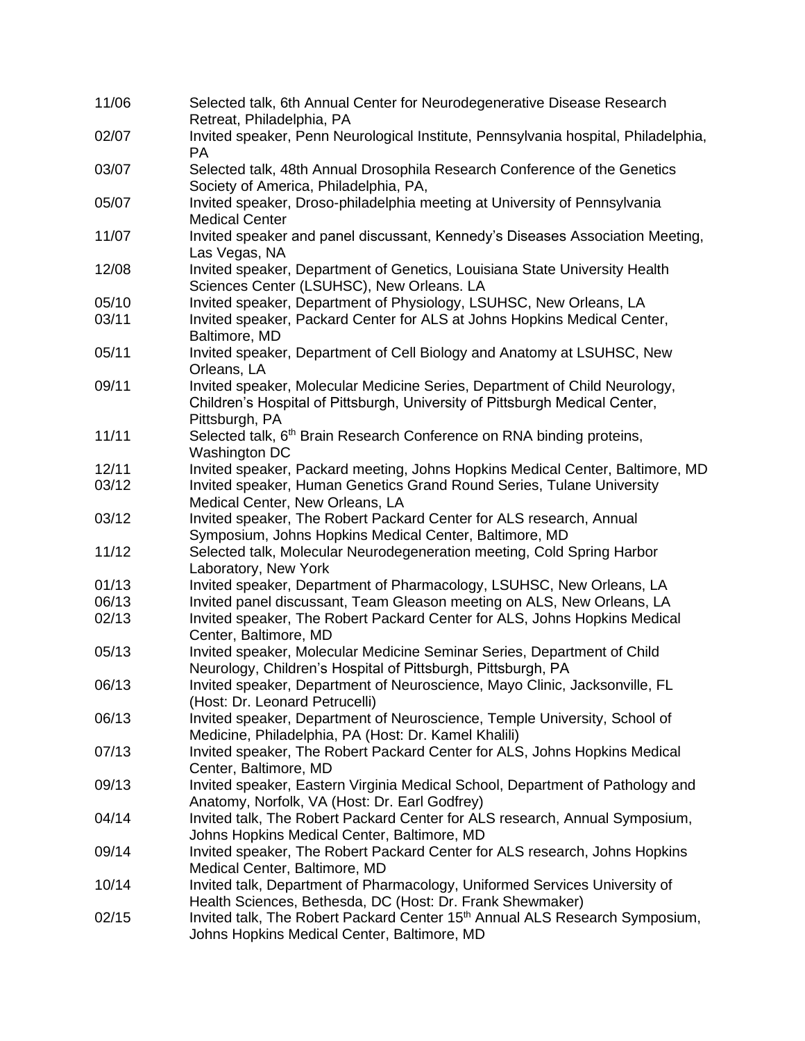| | |
|---|---|
| 11/06 | Selected talk, 6th Annual Center for Neurodegenerative Disease Research Retreat, Philadelphia, PA |
| 02/07 | Invited speaker, Penn Neurological Institute, Pennsylvania hospital, Philadelphia, PA |
| 03/07 | Selected talk, 48th Annual Drosophila Research Conference of the Genetics Society of America, Philadelphia, PA, |
| 05/07 | Invited speaker, Droso-philadelphia meeting at University of Pennsylvania Medical Center |
| 11/07 | Invited speaker and panel discussant, Kennedy's Diseases Association Meeting, Las Vegas, NA |
| 12/08 | Invited speaker, Department of Genetics, Louisiana State University Health Sciences Center (LSUHSC), New Orleans. LA |
| 05/10 | Invited speaker, Department of Physiology, LSUHSC, New Orleans, LA |
| 03/11 | Invited speaker, Packard Center for ALS at Johns Hopkins Medical Center, Baltimore, MD |
| 05/11 | Invited speaker, Department of Cell Biology and Anatomy at LSUHSC, New Orleans, LA |
| 09/11 | Invited speaker, Molecular Medicine Series, Department of Child Neurology, Children's Hospital of Pittsburgh, University of Pittsburgh Medical Center, Pittsburgh, PA |
| 11/11 | Selected talk, 6th Brain Research Conference on RNA binding proteins, Washington DC |
| 12/11 | Invited speaker, Packard meeting, Johns Hopkins Medical Center, Baltimore, MD |
| 03/12 | Invited speaker, Human Genetics Grand Round Series, Tulane University Medical Center, New Orleans, LA |
| 03/12 | Invited speaker, The Robert Packard Center for ALS research, Annual Symposium, Johns Hopkins Medical Center, Baltimore, MD |
| 11/12 | Selected talk, Molecular Neurodegeneration meeting, Cold Spring Harbor Laboratory, New York |
| 01/13 | Invited speaker, Department of Pharmacology, LSUHSC, New Orleans, LA |
| 06/13 | Invited panel discussant, Team Gleason meeting on ALS, New Orleans, LA |
| 02/13 | Invited speaker, The Robert Packard Center for ALS, Johns Hopkins Medical Center, Baltimore, MD |
| 05/13 | Invited speaker, Molecular Medicine Seminar Series, Department of Child Neurology, Children's Hospital of Pittsburgh, Pittsburgh, PA |
| 06/13 | Invited speaker, Department of Neuroscience, Mayo Clinic, Jacksonville, FL (Host: Dr. Leonard Petrucelli) |
| 06/13 | Invited speaker, Department of Neuroscience, Temple University, School of Medicine, Philadelphia, PA (Host: Dr. Kamel Khalili) |
| 07/13 | Invited speaker, The Robert Packard Center for ALS, Johns Hopkins Medical Center, Baltimore, MD |
| 09/13 | Invited speaker, Eastern Virginia Medical School, Department of Pathology and Anatomy, Norfolk, VA (Host: Dr. Earl Godfrey) |
| 04/14 | Invited talk, The Robert Packard Center for ALS research, Annual Symposium, Johns Hopkins Medical Center, Baltimore, MD |
| 09/14 | Invited speaker, The Robert Packard Center for ALS research, Johns Hopkins Medical Center, Baltimore, MD |
| 10/14 | Invited talk, Department of Pharmacology, Uniformed Services University of Health Sciences, Bethesda, DC (Host: Dr. Frank Shewmaker) |
| 02/15 | Invited talk, The Robert Packard Center 15th Annual ALS Research Symposium, Johns Hopkins Medical Center, Baltimore, MD |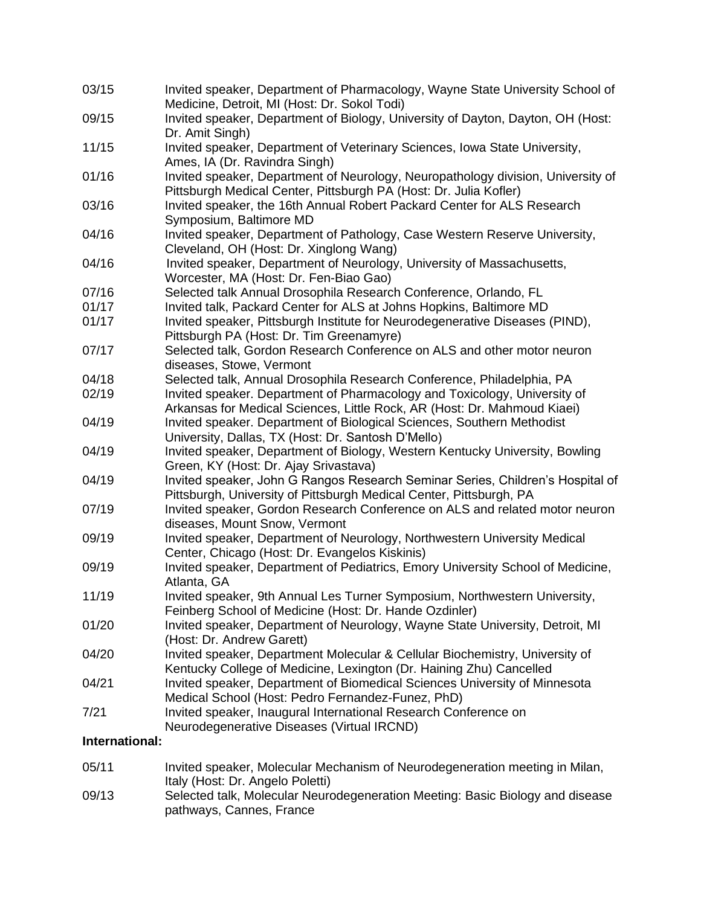| | |
|---|---|
| 03/15 | Invited speaker, Department of Pharmacology, Wayne State University School of Medicine, Detroit, MI (Host: Dr. Sokol Todi) |
| 09/15 | Invited speaker, Department of Biology, University of Dayton, Dayton, OH (Host: Dr. Amit Singh) |
| 11/15 | Invited speaker, Department of Veterinary Sciences, Iowa State University, Ames, IA (Dr. Ravindra Singh) |
| 01/16 | Invited speaker, Department of Neurology, Neuropathology division, University of Pittsburgh Medical Center, Pittsburgh PA (Host: Dr. Julia Kofler) |
| 03/16 | Invited speaker, the 16th Annual Robert Packard Center for ALS Research Symposium, Baltimore MD |
| 04/16 | Invited speaker, Department of Pathology, Case Western Reserve University, Cleveland, OH (Host: Dr. Xinglong Wang) |
| 04/16 | Invited speaker, Department of Neurology, University of Massachusetts, Worcester, MA (Host: Dr. Fen-Biao Gao) |
| 07/16 | Selected talk Annual Drosophila Research Conference, Orlando, FL |
| 01/17 | Invited talk, Packard Center for ALS at Johns Hopkins, Baltimore MD |
| 01/17 | Invited speaker, Pittsburgh Institute for Neurodegenerative Diseases (PIND), Pittsburgh PA (Host: Dr. Tim Greenamyre) |
| 07/17 | Selected talk, Gordon Research Conference on ALS and other motor neuron diseases, Stowe, Vermont |
| 04/18 | Selected talk, Annual Drosophila Research Conference, Philadelphia, PA |
| 02/19 | Invited speaker. Department of Pharmacology and Toxicology, University of Arkansas for Medical Sciences, Little Rock, AR (Host: Dr. Mahmoud Kiaei) |
| 04/19 | Invited speaker. Department of Biological Sciences, Southern Methodist University, Dallas, TX (Host: Dr. Santosh D'Mello) |
| 04/19 | Invited speaker, Department of Biology, Western Kentucky University, Bowling Green, KY (Host: Dr. Ajay Srivastava) |
| 04/19 | Invited speaker, John G Rangos Research Seminar Series, Children's Hospital of Pittsburgh, University of Pittsburgh Medical Center, Pittsburgh, PA |
| 07/19 | Invited speaker, Gordon Research Conference on ALS and related motor neuron diseases, Mount Snow, Vermont |
| 09/19 | Invited speaker, Department of Neurology, Northwestern University Medical Center, Chicago (Host: Dr. Evangelos Kiskinis) |
| 09/19 | Invited speaker, Department of Pediatrics, Emory University School of Medicine, Atlanta, GA |
| 11/19 | Invited speaker, 9th Annual Les Turner Symposium, Northwestern University, Feinberg School of Medicine (Host: Dr. Hande Ozdinler) |
| 01/20 | Invited speaker, Department of Neurology, Wayne State University, Detroit, MI (Host: Dr. Andrew Garett) |
| 04/20 | Invited speaker, Department Molecular & Cellular Biochemistry, University of Kentucky College of Medicine, Lexington (Dr. Haining Zhu) Cancelled |
| 04/21 | Invited speaker, Department of Biomedical Sciences University of Minnesota Medical School (Host: Pedro Fernandez-Funez, PhD) |
| 7/21 | Invited speaker, Inaugural International Research Conference on Neurodegenerative Diseases (Virtual IRCND) |

**International:**

| | |
|---|---|
| 05/11 | Invited speaker, Molecular Mechanism of Neurodegeneration meeting in Milan, Italy (Host: Dr. Angelo Poletti) |
| 09/13 | Selected talk, Molecular Neurodegeneration Meeting: Basic Biology and disease pathways, Cannes, France |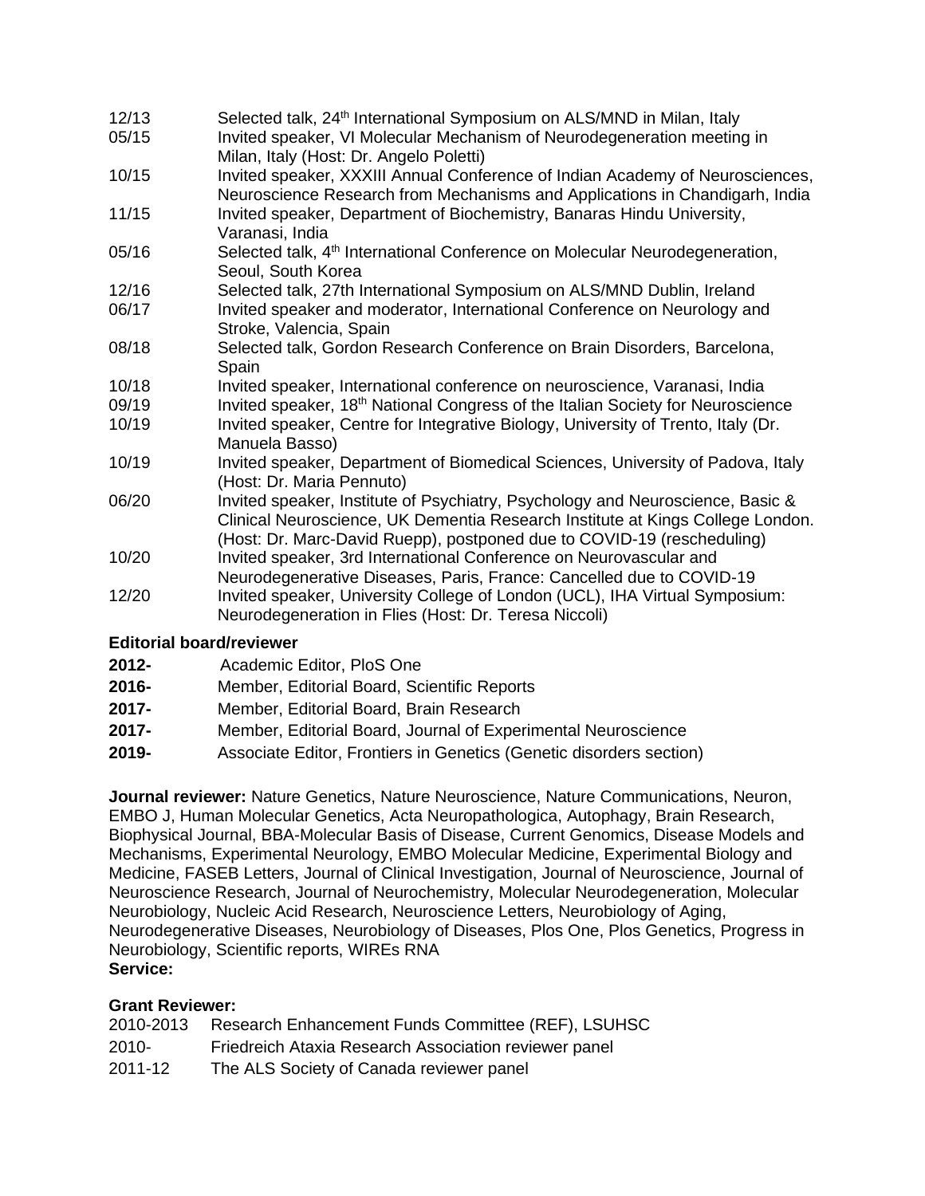12/13 Selected talk, 24th International Symposium on ALS/MND in Milan, Italy

05/15 Invited speaker, VI Molecular Mechanism of Neurodegeneration meeting in Milan, Italy (Host: Dr. Angelo Poletti)

10/15 Invited speaker, XXXIII Annual Conference of Indian Academy of Neurosciences, Neuroscience Research from Mechanisms and Applications in Chandigarh, India

11/15 Invited speaker, Department of Biochemistry, Banaras Hindu University, Varanasi, India

05/16 Selected talk, 4th International Conference on Molecular Neurodegeneration, Seoul, South Korea

12/16 Selected talk, 27th International Symposium on ALS/MND Dublin, Ireland

06/17 Invited speaker and moderator, International Conference on Neurology and Stroke, Valencia, Spain

08/18 Selected talk, Gordon Research Conference on Brain Disorders, Barcelona, Spain

10/18 Invited speaker, International conference on neuroscience, Varanasi, India

09/19 Invited speaker, 18th National Congress of the Italian Society for Neuroscience

10/19 Invited speaker, Centre for Integrative Biology, University of Trento, Italy (Dr. Manuela Basso)

10/19 Invited speaker, Department of Biomedical Sciences, University of Padova, Italy (Host: Dr. Maria Pennuto)

06/20 Invited speaker, Institute of Psychiatry, Psychology and Neuroscience, Basic & Clinical Neuroscience, UK Dementia Research Institute at Kings College London. (Host: Dr. Marc-David Ruepp), postponed due to COVID-19 (rescheduling)

10/20 Invited speaker, 3rd International Conference on Neurovascular and Neurodegenerative Diseases, Paris, France: Cancelled due to COVID-19

12/20 Invited speaker, University College of London (UCL), IHA Virtual Symposium: Neurodegeneration in Flies (Host: Dr. Teresa Niccoli)

**Editorial board/reviewer**

**2012-** Academic Editor, PloS One

**2016-** Member, Editorial Board, Scientific Reports

**2017-** Member, Editorial Board, Brain Research

**2017-** Member, Editorial Board, Journal of Experimental Neuroscience

**2019-** Associate Editor, Frontiers in Genetics (Genetic disorders section)

**Journal reviewer:** Nature Genetics, Nature Neuroscience, Nature Communications, Neuron, EMBO J, Human Molecular Genetics, Acta Neuropathologica, Autophagy, Brain Research, Biophysical Journal, BBA-Molecular Basis of Disease, Current Genomics, Disease Models and Mechanisms, Experimental Neurology, EMBO Molecular Medicine, Experimental Biology and Medicine, FASEB Letters, Journal of Clinical Investigation, Journal of Neuroscience, Journal of Neuroscience Research, Journal of Neurochemistry, Molecular Neurodegeneration, Molecular Neurobiology, Nucleic Acid Research, Neuroscience Letters, Neurobiology of Aging, Neurodegenerative Diseases, Neurobiology of Diseases, Plos One, Plos Genetics, Progress in Neurobiology, Scientific reports, WIREs RNA

**Service:**

**Grant Reviewer:**

2010-2013 Research Enhancement Funds Committee (REF), LSUHSC

2010- Friedreich Ataxia Research Association reviewer panel

2011-12 The ALS Society of Canada reviewer panel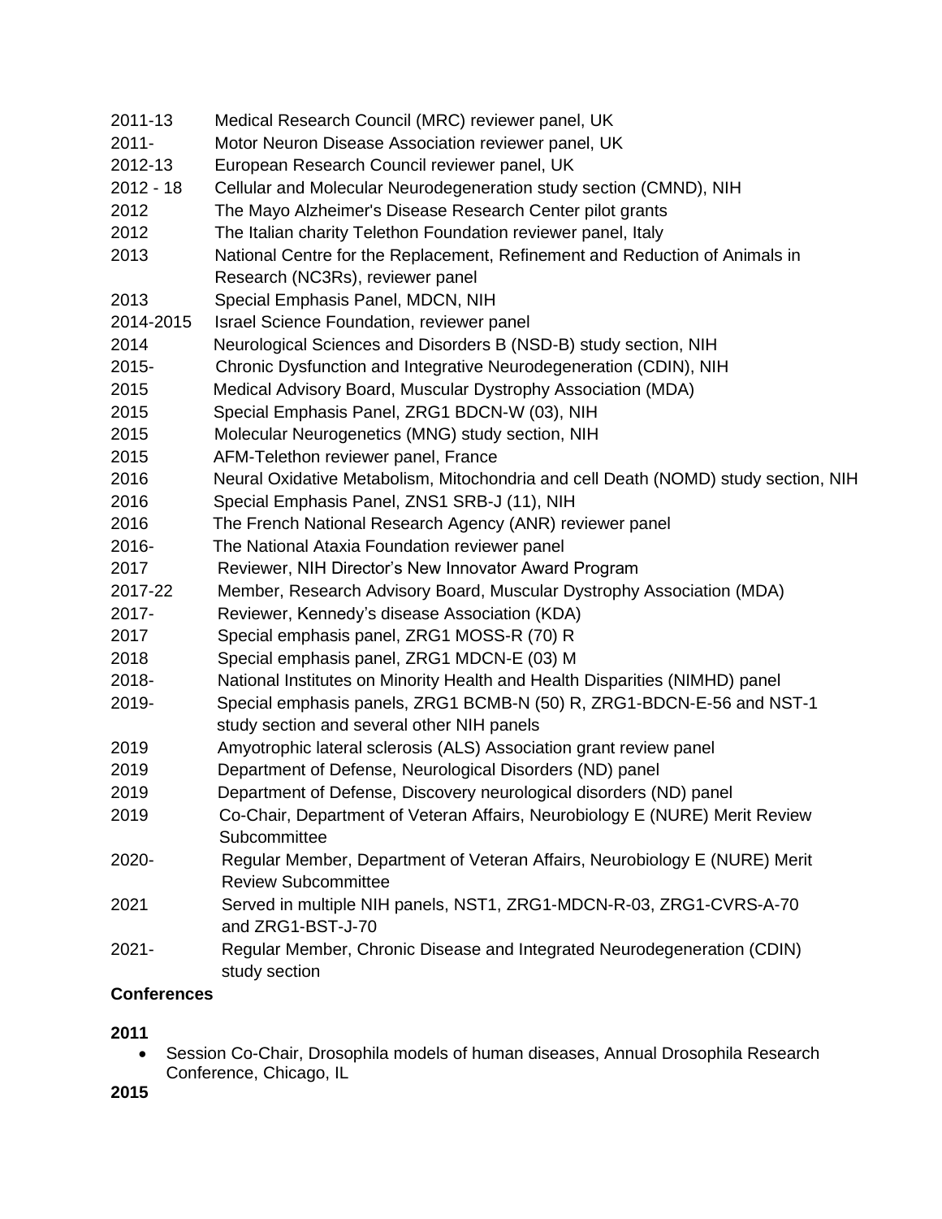2011-13 Medical Research Council (MRC) reviewer panel, UK
2011- Motor Neuron Disease Association reviewer panel, UK
2012-13 European Research Council reviewer panel, UK
2012 - 18 Cellular and Molecular Neurodegeneration study section (CMND), NIH
2012 The Mayo Alzheimer's Disease Research Center pilot grants
2012 The Italian charity Telethon Foundation reviewer panel, Italy
2013 National Centre for the Replacement, Refinement and Reduction of Animals in Research (NC3Rs), reviewer panel
2013 Special Emphasis Panel, MDCN, NIH
2014-2015 Israel Science Foundation, reviewer panel
2014 Neurological Sciences and Disorders B (NSD-B) study section, NIH
2015- Chronic Dysfunction and Integrative Neurodegeneration (CDIN), NIH
2015 Medical Advisory Board, Muscular Dystrophy Association (MDA)
2015 Special Emphasis Panel, ZRG1 BDCN-W (03), NIH
2015 Molecular Neurogenetics (MNG) study section, NIH
2015 AFM-Telethon reviewer panel, France
2016 Neural Oxidative Metabolism, Mitochondria and cell Death (NOMD) study section, NIH
2016 Special Emphasis Panel, ZNS1 SRB-J (11), NIH
2016 The French National Research Agency (ANR) reviewer panel
2016- The National Ataxia Foundation reviewer panel
2017 Reviewer, NIH Director's New Innovator Award Program
2017-22 Member, Research Advisory Board, Muscular Dystrophy Association (MDA)
2017- Reviewer, Kennedy's disease Association (KDA)
2017 Special emphasis panel, ZRG1 MOSS-R (70) R
2018 Special emphasis panel, ZRG1 MDCN-E (03) M
2018- National Institutes on Minority Health and Health Disparities (NIMHD) panel
2019- Special emphasis panels, ZRG1 BCMB-N (50) R, ZRG1-BDCN-E-56 and NST-1 study section and several other NIH panels
2019 Amyotrophic lateral sclerosis (ALS) Association grant review panel
2019 Department of Defense, Neurological Disorders (ND) panel
2019 Department of Defense, Discovery neurological disorders (ND) panel
2019 Co-Chair, Department of Veteran Affairs, Neurobiology E (NURE) Merit Review Subcommittee
2020- Regular Member, Department of Veteran Affairs, Neurobiology E (NURE) Merit Review Subcommittee
2021 Served in multiple NIH panels, NST1, ZRG1-MDCN-R-03, ZRG1-CVRS-A-70 and ZRG1-BST-J-70
2021- Regular Member, Chronic Disease and Integrated Neurodegeneration (CDIN) study section

**Conferences**

**2011**

- Session Co-Chair, Drosophila models of human diseases, Annual Drosophila Research Conference, Chicago, IL

**2015**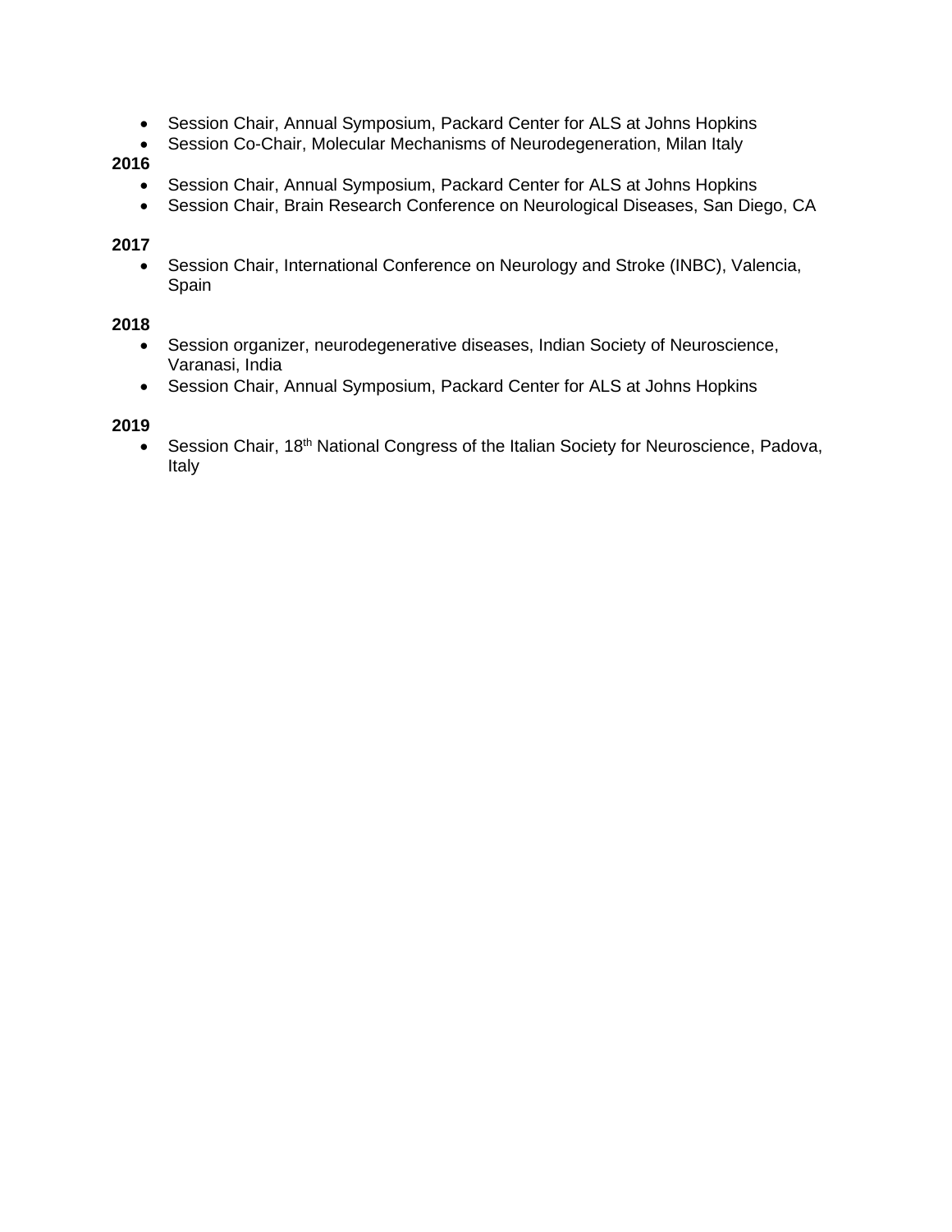- Session Chair, Annual Symposium, Packard Center for ALS at Johns Hopkins
- Session Co-Chair, Molecular Mechanisms of Neurodegeneration, Milan Italy

**2016**

- Session Chair, Annual Symposium, Packard Center for ALS at Johns Hopkins
- Session Chair, Brain Research Conference on Neurological Diseases, San Diego, CA

**2017**

- Session Chair, International Conference on Neurology and Stroke (INBC), Valencia, Spain

**2018**

- Session organizer, neurodegenerative diseases, Indian Society of Neuroscience, Varanasi, India
- Session Chair, Annual Symposium, Packard Center for ALS at Johns Hopkins

**2019**

- Session Chair, 18th National Congress of the Italian Society for Neuroscience, Padova, Italy